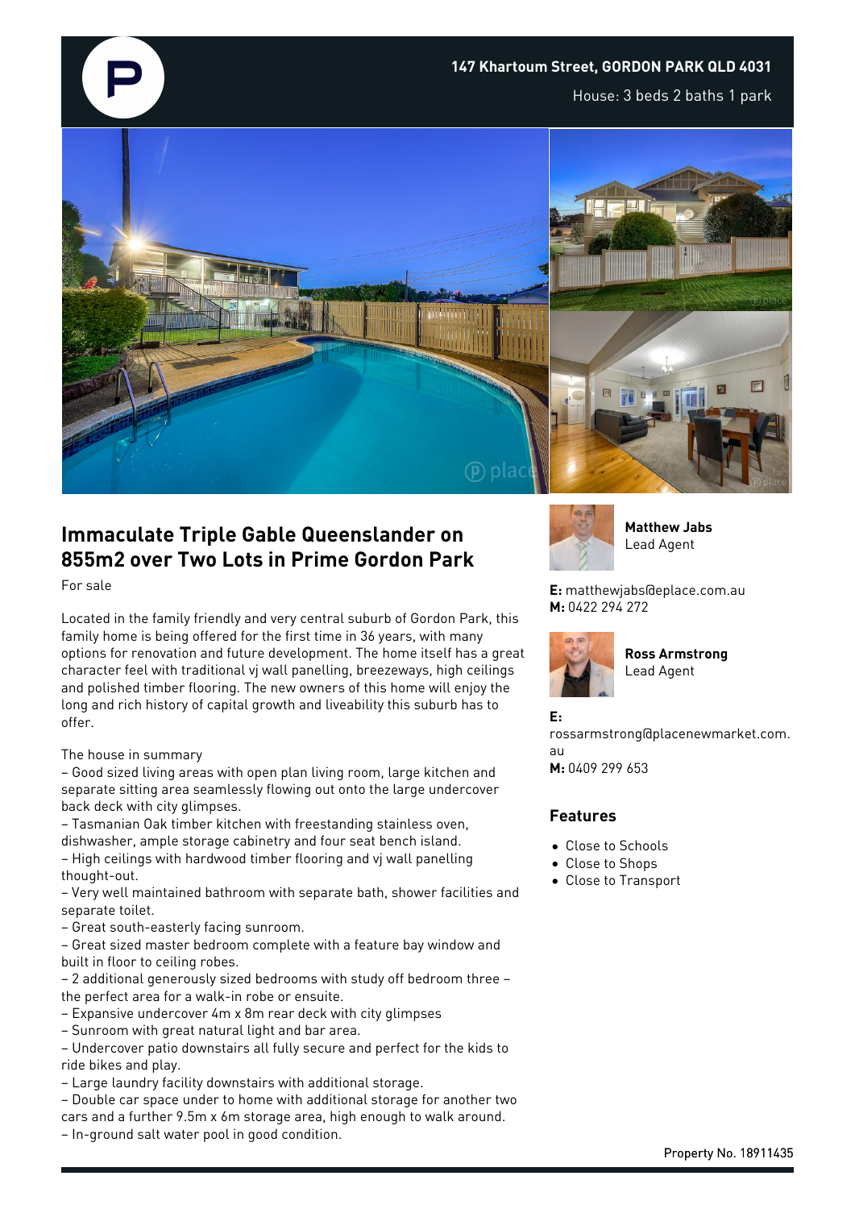**147 Khartoum Street, GORDON PARK QLD 4031**

House: 3 beds 2 baths 1 park

# Immaculate Triple Gable Queenslander on 855m2 over Two Lots in Prime Gordon Park

For sale

Located in the family friendly and very central suburb of Gordon Park, this family home is being offered for the first time in 36 years, with many options for renovation and future development. The home itself has a great character feel with traditional vj wall panelling, breezeways, high ceilings and polished timber flooring. The new owners of this home will enjoy the long and rich history of capital growth and liveability this suburb has to offer.

The house in summary

– Good sized living areas with open plan living room, large kitchen and separate sitting area seamlessly flowing out onto the large undercover back deck with city glimpses.
– Tasmanian Oak timber kitchen with freestanding stainless oven, dishwasher, ample storage cabinetry and four seat bench island.
– High ceilings with hardwood timber flooring and vj wall panelling thought-out.
– Very well maintained bathroom with separate bath, shower facilities and separate toilet.
– Great south-easterly facing sunroom.
– Great sized master bedroom complete with a feature bay window and built in floor to ceiling robes.
– 2 additional generously sized bedrooms with study off bedroom three – the perfect area for a walk-in robe or ensuite.
– Expansive undercover 4m x 8m rear deck with city glimpses
– Sunroom with great natural light and bar area.
– Undercover patio downstairs all fully secure and perfect for the kids to ride bikes and play.
– Large laundry facility downstairs with additional storage.
– Double car space under to home with additional storage for another two cars and a further 9.5m x 6m storage area, high enough to walk around.
– In-ground salt water pool in good condition.

**Matthew Jabs**
Lead Agent

**E:** matthewjabs@eplace.com.au
**M:** 0422 294 272

**Ross Armstrong**
Lead Agent

**E:** rossarmstrong@placenewmarket.com.au
**M:** 0409 299 653

## Features

- Close to Schools
- Close to Shops
- Close to Transport

Property No. 18911435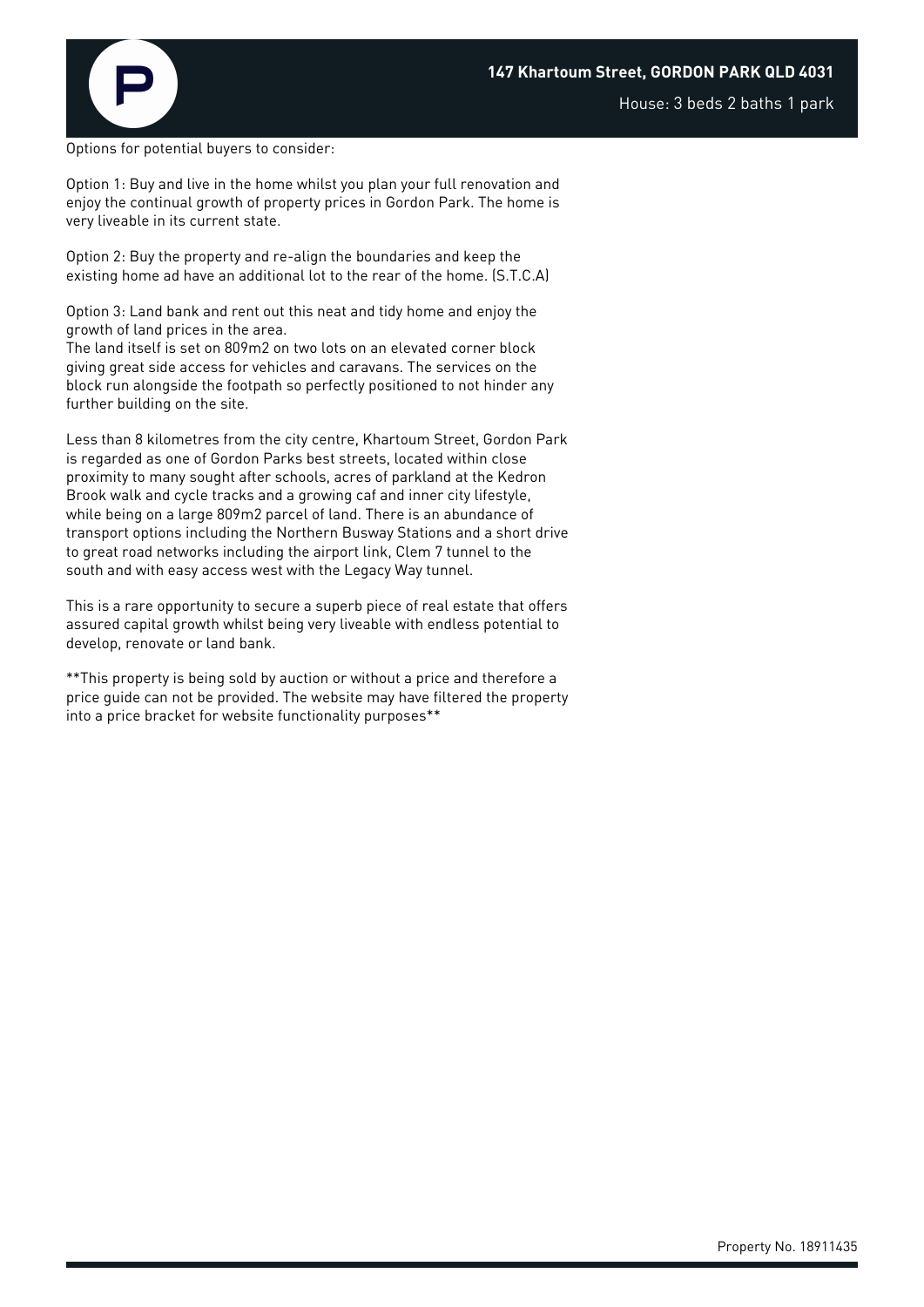Options for potential buyers to consider:

Option 1: Buy and live in the home whilst you plan your full renovation and enjoy the continual growth of property prices in Gordon Park. The home is very liveable in its current state.

Option 2: Buy the property and re-align the boundaries and keep the existing home ad have an additional lot to the rear of the home. (S.T.C.A)

Option 3: Land bank and rent out this neat and tidy home and enjoy the growth of land prices in the area.
The land itself is set on 809m2 on two lots on an elevated corner block giving great side access for vehicles and caravans. The services on the block run alongside the footpath so perfectly positioned to not hinder any further building on the site.

Less than 8 kilometres from the city centre, Khartoum Street, Gordon Park is regarded as one of Gordon Parks best streets, located within close proximity to many sought after schools, acres of parkland at the Kedron Brook walk and cycle tracks and a growing caf and inner city lifestyle, while being on a large 809m2 parcel of land. There is an abundance of transport options including the Northern Busway Stations and a short drive to great road networks including the airport link, Clem 7 tunnel to the south and with easy access west with the Legacy Way tunnel.

This is a rare opportunity to secure a superb piece of real estate that offers assured capital growth whilst being very liveable with endless potential to develop, renovate or land bank.

**This property is being sold by auction or without a price and therefore a price guide can not be provided. The website may have filtered the property into a price bracket for website functionality purposes**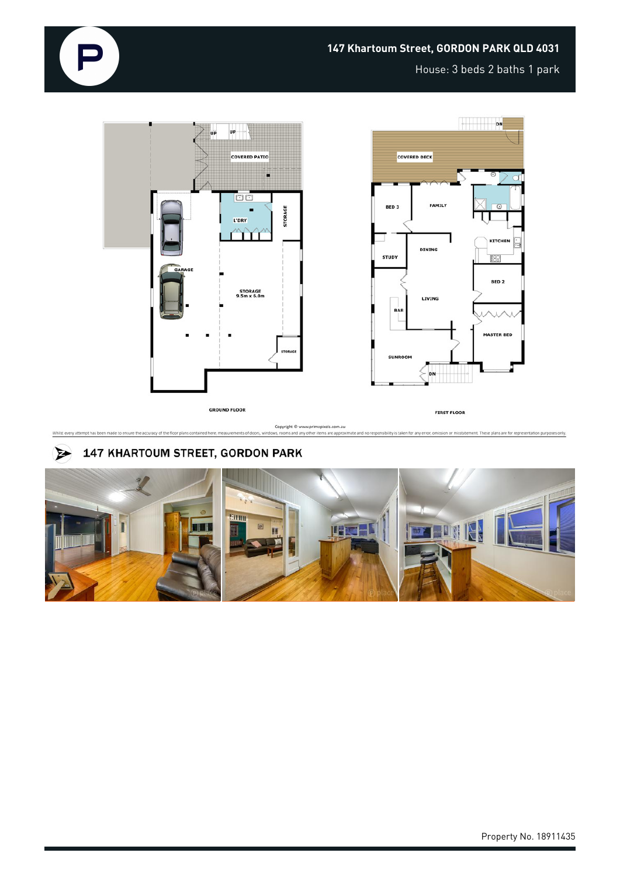**147 Khartoum Street, GORDON PARK QLD 4031**

House: 3 beds 2 baths 1 park

COVERED PATIO

UP UP

L'DRY

STORAGE

GARAGE

STORAGE
9.5m x 6.0m

STORAGE

GROUND FLOOR

COVERED DECK

DN

BED 3

FAMILY

KITCHEN

STUDY

DINING

BED 2

LIVING

BAR

MASTER BED

SUNROOM

DN

FIRST FLOOR

Copyright © www.primepixels.com.au

Whilst every attempt has been made to ensure the accuracy of the floor plans contained here, measurements of doors, windows, rooms and any other items are approximate and no responsibility is taken for any error, omission or misstatement. These plans are for representation purposes only.

## 147 KHARTOUM STREET, GORDON PARK

Property No. 18911435